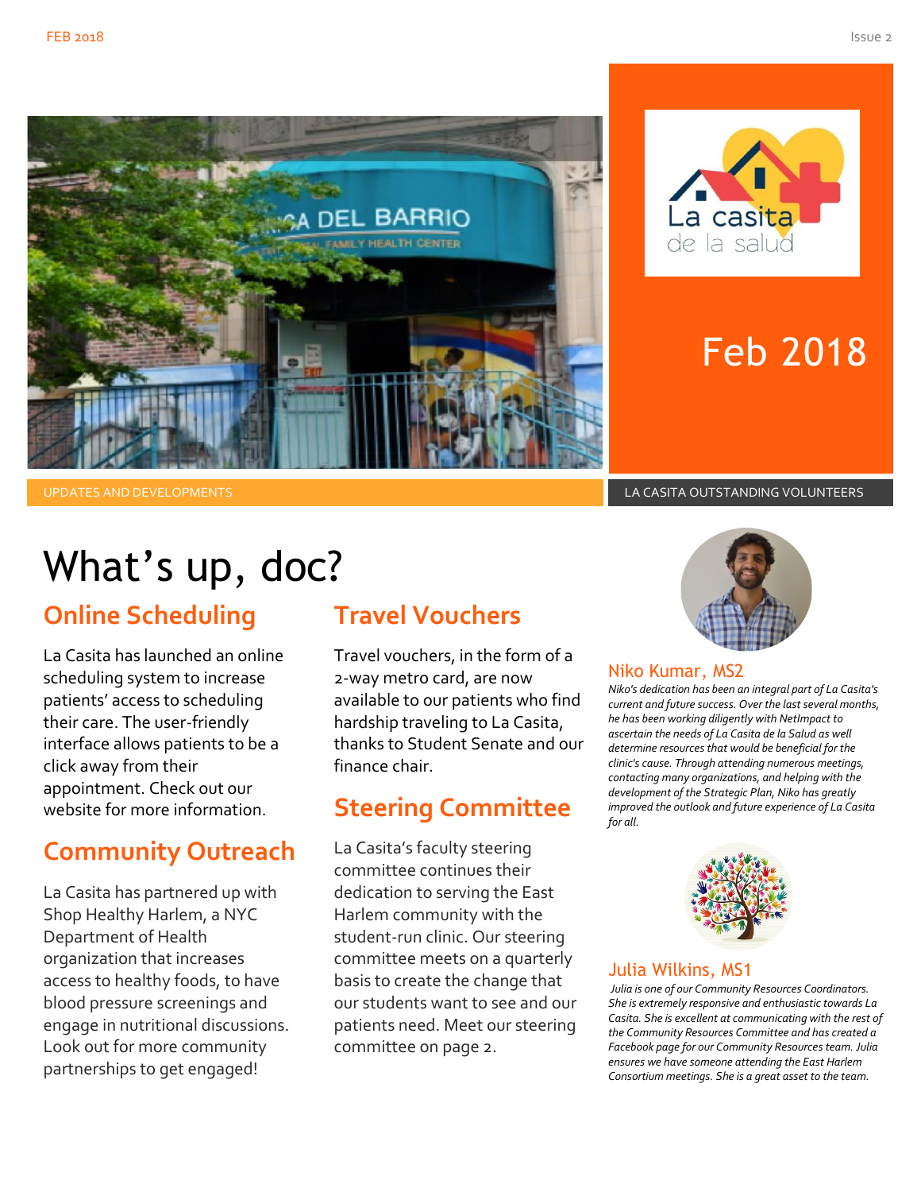La casita de la salud

Feb 2018

UPDATES AND DEVELOPMENTS

# What's up, doc?

## Online Scheduling

La Casita has launched an online scheduling system to increase patients' access to scheduling their care. The user-friendly interface allows patients to be a click away from their appointment. Check out our website for more information.

## Community Outreach

La Casita has partnered up with Shop Healthy Harlem, a NYC Department of Health organization that increases access to healthy foods, to have blood pressure screenings and engage in nutritional discussions. Look out for more community partnerships to get engaged!

## Travel Vouchers

Travel vouchers, in the form of a 2-way metro card, are now available to our patients who find hardship traveling to La Casita, thanks to Student Senate and our finance chair.

## Steering Committee

La Casita's faculty steering committee continues their dedication to serving the East Harlem community with the student-run clinic. Our steering committee meets on a quarterly basis to create the change that our students want to see and our patients need. Meet our steering committee on page 2.

LA CASITA OUTSTANDING VOLUNTEERS

### Niko Kumar, MS2

*Niko's dedication has been an integral part of La Casita's current and future success. Over the last several months, he has been working diligently with NetImpact to ascertain the needs of La Casita de la Salud as well determine resources that would be beneficial for the clinic's cause. Through attending numerous meetings, contacting many organizations, and helping with the development of the Strategic Plan, Niko has greatly improved the outlook and future experience of La Casita for all.*

### Julia Wilkins, MS1

*Julia is one of our Community Resources Coordinators. She is extremely responsive and enthusiastic towards La Casita. She is excellent at communicating with the rest of the Community Resources Committee and has created a Facebook page for our Community Resources team. Julia ensures we have someone attending the East Harlem Consortium meetings. She is a great asset to the team.*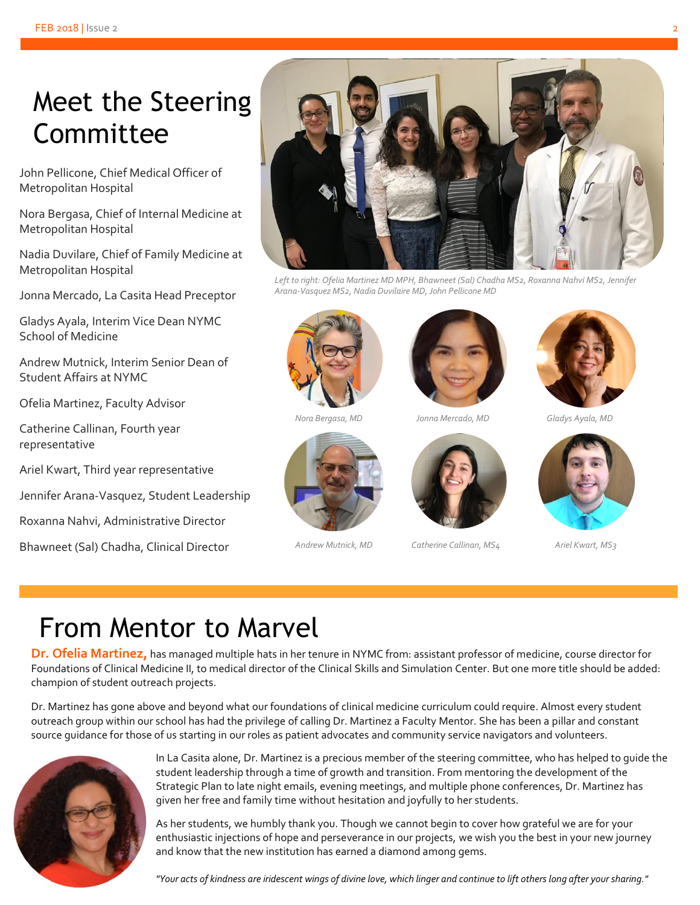# Meet the Steering Committee

John Pellicone, Chief Medical Officer of Metropolitan Hospital

Nora Bergasa, Chief of Internal Medicine at Metropolitan Hospital

Nadia Duvilare, Chief of Family Medicine at Metropolitan Hospital

Jonna Mercado, La Casita Head Preceptor

Gladys Ayala, Interim Vice Dean NYMC School of Medicine

Andrew Mutnick, Interim Senior Dean of Student Affairs at NYMC

Ofelia Martinez, Faculty Advisor

Catherine Callinan, Fourth year representative

Ariel Kwart, Third year representative

Jennifer Arana-Vasquez, Student Leadership

Roxanna Nahvi, Administrative Director

Bhawneet (Sal) Chadha, Clinical Director

*Left to right: Ofelia Martinez MD MPH, Bhawneet (Sal) Chadha MS2, Roxanna Nahvi MS2, Jennifer Arana-Vasquez MS2, Nadia Duvilaire MD, John Pellicone MD*

*Nora Bergasa, MD*

*Jonna Mercado, MD*

*Gladys Ayala, MD*

*Andrew Mutnick, MD*

*Catherine Callinan, MS4*

*Ariel Kwart, MS3*

# From Mentor to Marvel

**Dr. Ofelia Martinez,** has managed multiple hats in her tenure in NYMC from: assistant professor of medicine, course director for Foundations of Clinical Medicine II, to medical director of the Clinical Skills and Simulation Center. But one more title should be added: champion of student outreach projects.

Dr. Martinez has gone above and beyond what our foundations of clinical medicine curriculum could require. Almost every student outreach group within our school has had the privilege of calling Dr. Martinez a Faculty Mentor. She has been a pillar and constant source guidance for those of us starting in our roles as patient advocates and community service navigators and volunteers.

In La Casita alone, Dr. Martinez is a precious member of the steering committee, who has helped to guide the student leadership through a time of growth and transition. From mentoring the development of the Strategic Plan to late night emails, evening meetings, and multiple phone conferences, Dr. Martinez has given her free and family time without hesitation and joyfully to her students.

As her students, we humbly thank you. Though we cannot begin to cover how grateful we are for your enthusiastic injections of hope and perseverance in our projects, we wish you the best in your new journey and know that the new institution has earned a diamond among gems.

*"Your acts of kindness are iridescent wings of divine love, which linger and continue to lift others long after your sharing."*